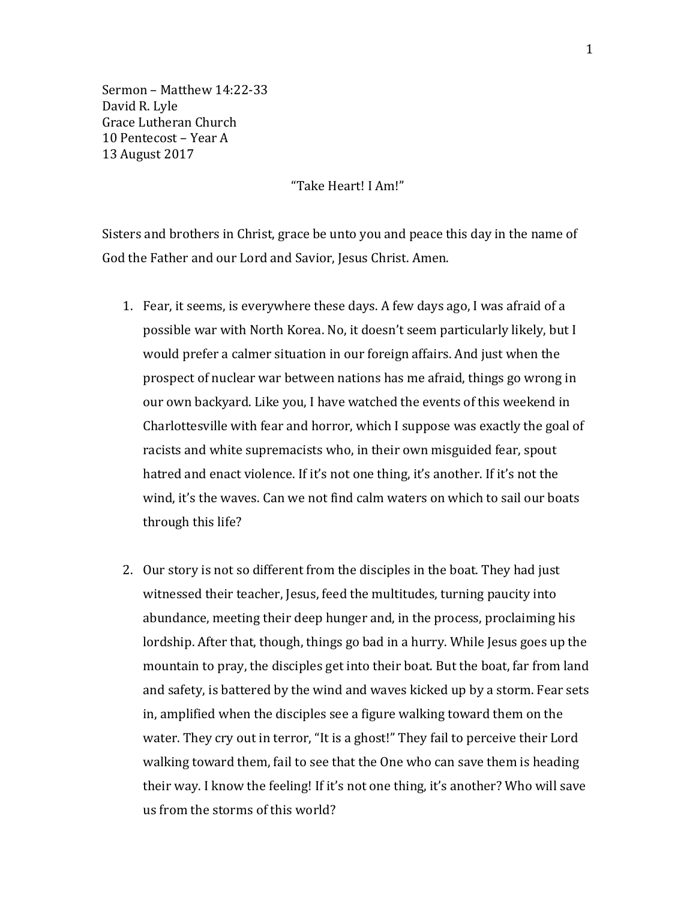Sermon – Matthew 14:22-33
David R. Lyle
Grace Lutheran Church
10 Pentecost – Year A
13 August 2017

# "Take Heart! I Am!"

Sisters and brothers in Christ, grace be unto you and peace this day in the name of God the Father and our Lord and Savior, Jesus Christ. Amen.

1. Fear, it seems, is everywhere these days. A few days ago, I was afraid of a possible war with North Korea. No, it doesn't seem particularly likely, but I would prefer a calmer situation in our foreign affairs. And just when the prospect of nuclear war between nations has me afraid, things go wrong in our own backyard. Like you, I have watched the events of this weekend in Charlottesville with fear and horror, which I suppose was exactly the goal of racists and white supremacists who, in their own misguided fear, spout hatred and enact violence. If it's not one thing, it's another. If it's not the wind, it's the waves. Can we not find calm waters on which to sail our boats through this life?

2. Our story is not so different from the disciples in the boat. They had just witnessed their teacher, Jesus, feed the multitudes, turning paucity into abundance, meeting their deep hunger and, in the process, proclaiming his lordship. After that, though, things go bad in a hurry. While Jesus goes up the mountain to pray, the disciples get into their boat. But the boat, far from land and safety, is battered by the wind and waves kicked up by a storm. Fear sets in, amplified when the disciples see a figure walking toward them on the water. They cry out in terror, "It is a ghost!" They fail to perceive their Lord walking toward them, fail to see that the One who can save them is heading their way. I know the feeling! If it's not one thing, it's another? Who will save us from the storms of this world?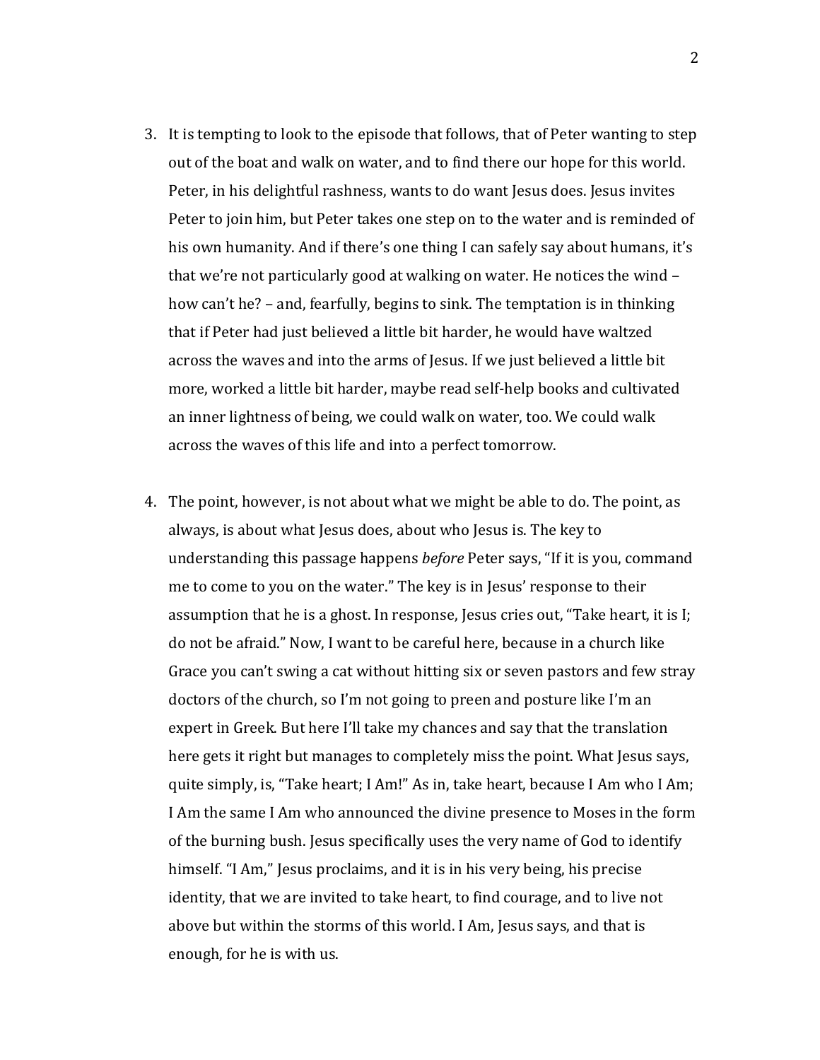3. It is tempting to look to the episode that follows, that of Peter wanting to step out of the boat and walk on water, and to find there our hope for this world. Peter, in his delightful rashness, wants to do want Jesus does. Jesus invites Peter to join him, but Peter takes one step on to the water and is reminded of his own humanity. And if there's one thing I can safely say about humans, it's that we're not particularly good at walking on water. He notices the wind – how can't he? – and, fearfully, begins to sink. The temptation is in thinking that if Peter had just believed a little bit harder, he would have waltzed across the waves and into the arms of Jesus. If we just believed a little bit more, worked a little bit harder, maybe read self-help books and cultivated an inner lightness of being, we could walk on water, too. We could walk across the waves of this life and into a perfect tomorrow.

4. The point, however, is not about what we might be able to do. The point, as always, is about what Jesus does, about who Jesus is. The key to understanding this passage happens *before* Peter says, "If it is you, command me to come to you on the water." The key is in Jesus' response to their assumption that he is a ghost. In response, Jesus cries out, "Take heart, it is I; do not be afraid." Now, I want to be careful here, because in a church like Grace you can't swing a cat without hitting six or seven pastors and few stray doctors of the church, so I'm not going to preen and posture like I'm an expert in Greek. But here I'll take my chances and say that the translation here gets it right but manages to completely miss the point. What Jesus says, quite simply, is, "Take heart; I Am!" As in, take heart, because I Am who I Am; I Am the same I Am who announced the divine presence to Moses in the form of the burning bush. Jesus specifically uses the very name of God to identify himself. "I Am," Jesus proclaims, and it is in his very being, his precise identity, that we are invited to take heart, to find courage, and to live not above but within the storms of this world. I Am, Jesus says, and that is enough, for he is with us.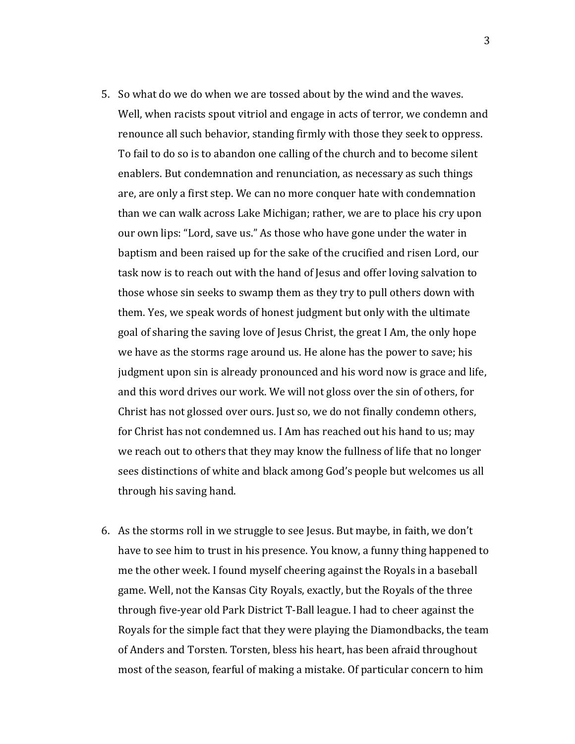5. So what do we do when we are tossed about by the wind and the waves. Well, when racists spout vitriol and engage in acts of terror, we condemn and renounce all such behavior, standing firmly with those they seek to oppress. To fail to do so is to abandon one calling of the church and to become silent enablers. But condemnation and renunciation, as necessary as such things are, are only a first step. We can no more conquer hate with condemnation than we can walk across Lake Michigan; rather, we are to place his cry upon our own lips: "Lord, save us." As those who have gone under the water in baptism and been raised up for the sake of the crucified and risen Lord, our task now is to reach out with the hand of Jesus and offer loving salvation to those whose sin seeks to swamp them as they try to pull others down with them. Yes, we speak words of honest judgment but only with the ultimate goal of sharing the saving love of Jesus Christ, the great I Am, the only hope we have as the storms rage around us. He alone has the power to save; his judgment upon sin is already pronounced and his word now is grace and life, and this word drives our work. We will not gloss over the sin of others, for Christ has not glossed over ours. Just so, we do not finally condemn others, for Christ has not condemned us. I Am has reached out his hand to us; may we reach out to others that they may know the fullness of life that no longer sees distinctions of white and black among God's people but welcomes us all through his saving hand.

6. As the storms roll in we struggle to see Jesus. But maybe, in faith, we don't have to see him to trust in his presence. You know, a funny thing happened to me the other week. I found myself cheering against the Royals in a baseball game. Well, not the Kansas City Royals, exactly, but the Royals of the three through five-year old Park District T-Ball league. I had to cheer against the Royals for the simple fact that they were playing the Diamondbacks, the team of Anders and Torsten. Torsten, bless his heart, has been afraid throughout most of the season, fearful of making a mistake. Of particular concern to him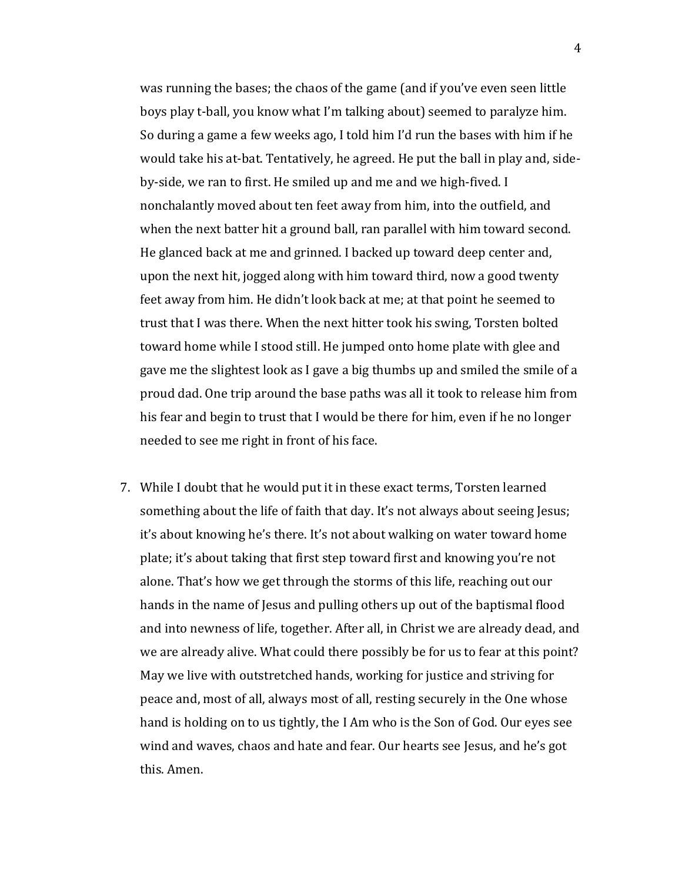was running the bases; the chaos of the game (and if you've even seen little boys play t-ball, you know what I'm talking about) seemed to paralyze him. So during a game a few weeks ago, I told him I'd run the bases with him if he would take his at-bat. Tentatively, he agreed. He put the ball in play and, side-by-side, we ran to first. He smiled up and me and we high-fived. I nonchalantly moved about ten feet away from him, into the outfield, and when the next batter hit a ground ball, ran parallel with him toward second. He glanced back at me and grinned. I backed up toward deep center and, upon the next hit, jogged along with him toward third, now a good twenty feet away from him. He didn't look back at me; at that point he seemed to trust that I was there. When the next hitter took his swing, Torsten bolted toward home while I stood still. He jumped onto home plate with glee and gave me the slightest look as I gave a big thumbs up and smiled the smile of a proud dad. One trip around the base paths was all it took to release him from his fear and begin to trust that I would be there for him, even if he no longer needed to see me right in front of his face.

7. While I doubt that he would put it in these exact terms, Torsten learned something about the life of faith that day. It's not always about seeing Jesus; it's about knowing he's there. It's not about walking on water toward home plate; it's about taking that first step toward first and knowing you're not alone. That's how we get through the storms of this life, reaching out our hands in the name of Jesus and pulling others up out of the baptismal flood and into newness of life, together. After all, in Christ we are already dead, and we are already alive. What could there possibly be for us to fear at this point? May we live with outstretched hands, working for justice and striving for peace and, most of all, always most of all, resting securely in the One whose hand is holding on to us tightly, the I Am who is the Son of God. Our eyes see wind and waves, chaos and hate and fear. Our hearts see Jesus, and he's got this. Amen.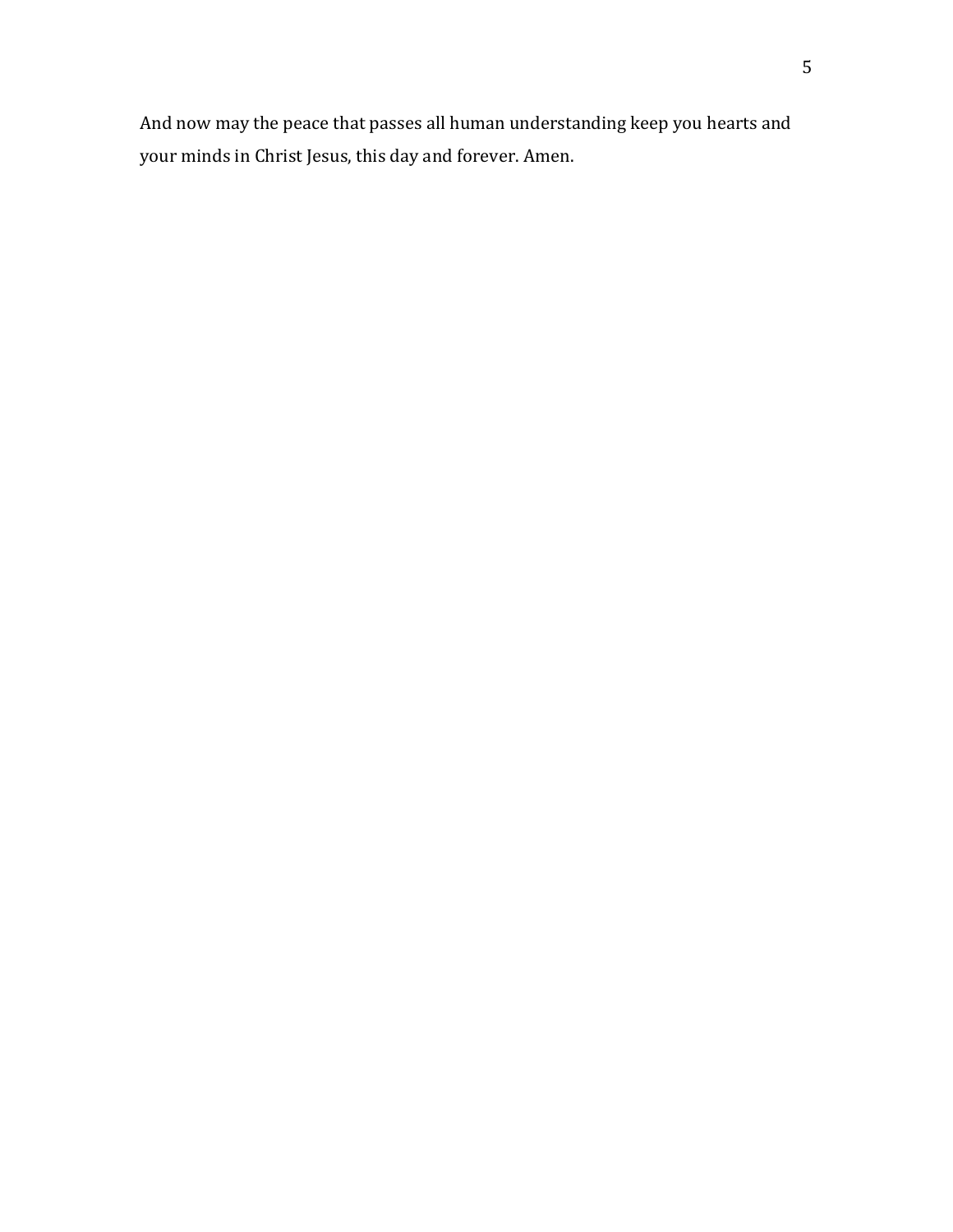And now may the peace that passes all human understanding keep you hearts and your minds in Christ Jesus, this day and forever. Amen.